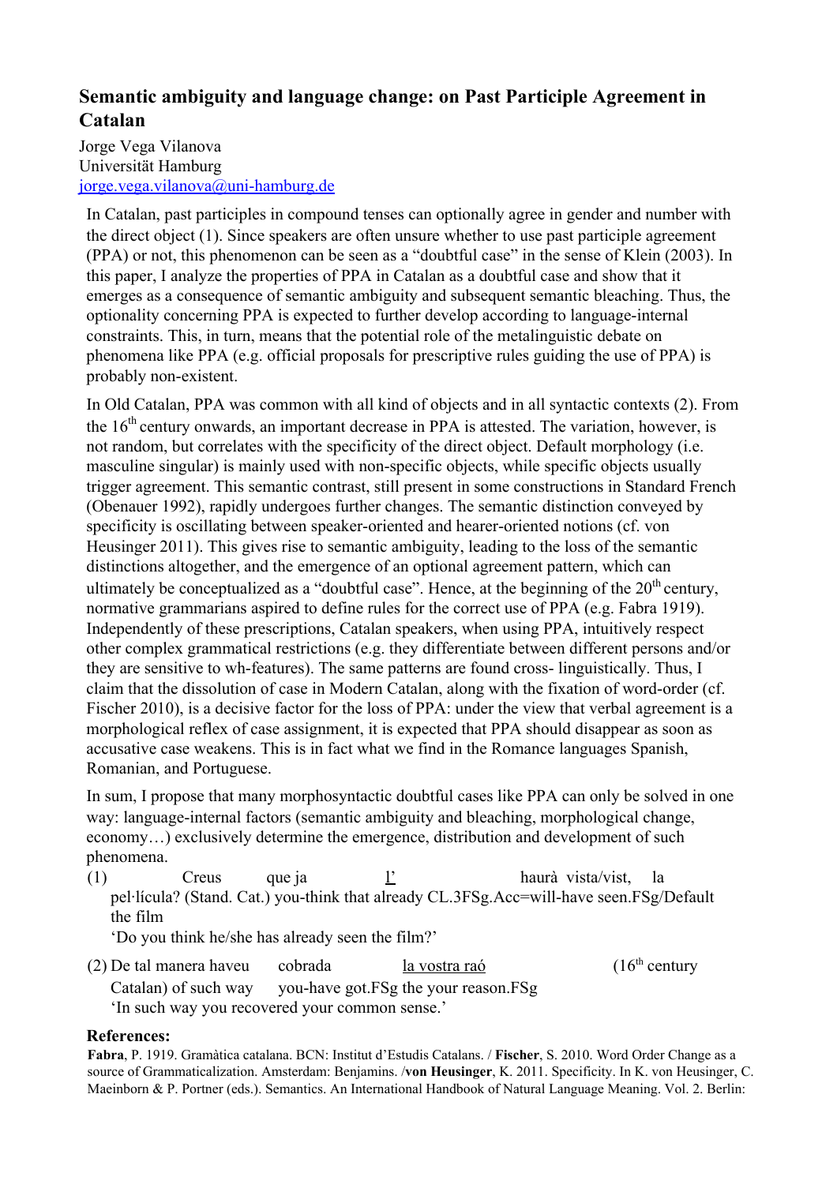# Semantic ambiguity and language change: on Past Participle Agreement in Catalan

Jorge Vega Vilanova
Universität Hamburg
jorge.vega.vilanova@uni-hamburg.de

In Catalan, past participles in compound tenses can optionally agree in gender and number with the direct object (1). Since speakers are often unsure whether to use past participle agreement (PPA) or not, this phenomenon can be seen as a "doubtful case" in the sense of Klein (2003). In this paper, I analyze the properties of PPA in Catalan as a doubtful case and show that it emerges as a consequence of semantic ambiguity and subsequent semantic bleaching. Thus, the optionality concerning PPA is expected to further develop according to language-internal constraints. This, in turn, means that the potential role of the metalinguistic debate on phenomena like PPA (e.g. official proposals for prescriptive rules guiding the use of PPA) is probably non-existent.

In Old Catalan, PPA was common with all kind of objects and in all syntactic contexts (2). From the 16th century onwards, an important decrease in PPA is attested. The variation, however, is not random, but correlates with the specificity of the direct object. Default morphology (i.e. masculine singular) is mainly used with non-specific objects, while specific objects usually trigger agreement. This semantic contrast, still present in some constructions in Standard French (Obenauer 1992), rapidly undergoes further changes. The semantic distinction conveyed by specificity is oscillating between speaker-oriented and hearer-oriented notions (cf. von Heusinger 2011). This gives rise to semantic ambiguity, leading to the loss of the semantic distinctions altogether, and the emergence of an optional agreement pattern, which can ultimately be conceptualized as a "doubtful case". Hence, at the beginning of the 20th century, normative grammarians aspired to define rules for the correct use of PPA (e.g. Fabra 1919). Independently of these prescriptions, Catalan speakers, when using PPA, intuitively respect other complex grammatical restrictions (e.g. they differentiate between different persons and/or they are sensitive to wh-features). The same patterns are found cross- linguistically. Thus, I claim that the dissolution of case in Modern Catalan, along with the fixation of word-order (cf. Fischer 2010), is a decisive factor for the loss of PPA: under the view that verbal agreement is a morphological reflex of case assignment, it is expected that PPA should disappear as soon as accusative case weakens. This is in fact what we find in the Romance languages Spanish, Romanian, and Portuguese.

In sum, I propose that many morphosyntactic doubtful cases like PPA can only be solved in one way: language-internal factors (semantic ambiguity and bleaching, morphological change, economy…) exclusively determine the emergence, distribution and development of such phenomena.

(1) Creus que ja <u>l'</u> haurà vista/vist, la pel·lícula? (Stand. Cat.) you-think that already CL.3FSg.Acc=will-have seen.FSg/Default the film
'Do you think he/she has already seen the film?'

(2) De tal manera haveu cobrada <u>la vostra raó</u> (16th century Catalan) of such way you-have got.FSg the your reason.FSg
'In such way you recovered your common sense.'

**References:**

**Fabra**, P. 1919. Gramàtica catalana. BCN: Institut d'Estudis Catalans. / **Fischer**, S. 2010. Word Order Change as a source of Grammaticalization. Amsterdam: Benjamins. /**von Heusinger**, K. 2011. Specificity. In K. von Heusinger, C. Maeinborn & P. Portner (eds.). Semantics. An International Handbook of Natural Language Meaning. Vol. 2. Berlin: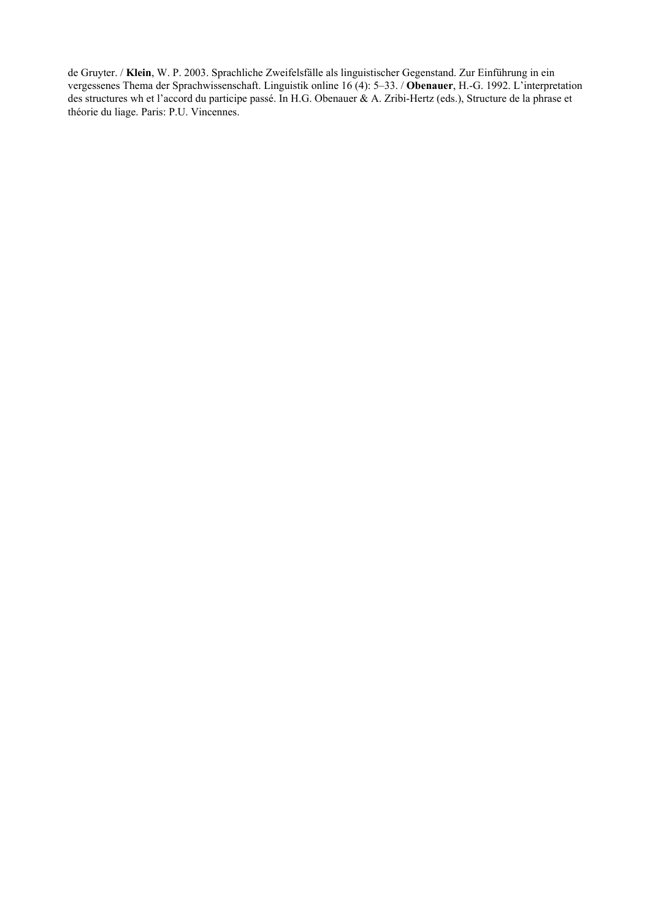de Gruyter. / **Klein**, W. P. 2003. Sprachliche Zweifelsfälle als linguistischer Gegenstand. Zur Einführung in ein vergessenes Thema der Sprachwissenschaft. Linguistik online 16 (4): 5–33. / **Obenauer**, H.-G. 1992. L'interpretation des structures wh et l'accord du participe passé. In H.G. Obenauer & A. Zribi-Hertz (eds.), Structure de la phrase et théorie du liage. Paris: P.U. Vincennes.